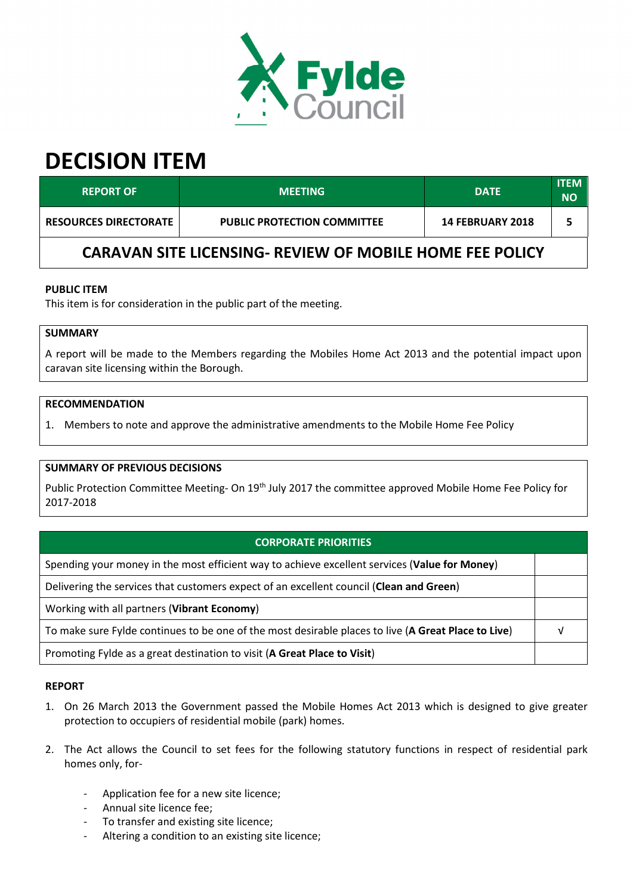# DECISION ITEM

| REPORT OF | MEETING | DATE | ITEM NO |
|---|---|---|---|
| RESOURCES DIRECTORATE | PUBLIC PROTECTION COMMITTEE | 14 FEBRUARY 2018 | 5 |

## CARAVAN SITE LICENSING- REVIEW OF MOBILE HOME FEE POLICY

**PUBLIC ITEM**

This item is for consideration in the public part of the meeting.

**SUMMARY**

A report will be made to the Members regarding the Mobiles Home Act 2013 and the potential impact upon caravan site licensing within the Borough.

**RECOMMENDATION**

1. Members to note and approve the administrative amendments to the Mobile Home Fee Policy

**SUMMARY OF PREVIOUS DECISIONS**

Public Protection Committee Meeting- On 19th July 2017 the committee approved Mobile Home Fee Policy for 2017-2018

| CORPORATE PRIORITIES | |
|---|---|
| Spending your money in the most efficient way to achieve excellent services (**Value for Money**) | |
| Delivering the services that customers expect of an excellent council (**Clean and Green**) | |
| Working with all partners (**Vibrant Economy**) | |
| To make sure Fylde continues to be one of the most desirable places to live (**A Great Place to Live**) | √ |
| Promoting Fylde as a great destination to visit (**A Great Place to Visit**) | |

**REPORT**

1. On 26 March 2013 the Government passed the Mobile Homes Act 2013 which is designed to give greater protection to occupiers of residential mobile (park) homes.

2. The Act allows the Council to set fees for the following statutory functions in respect of residential park homes only, for-

   - Application fee for a new site licence;
   - Annual site licence fee;
   - To transfer and existing site licence;
   - Altering a condition to an existing site licence;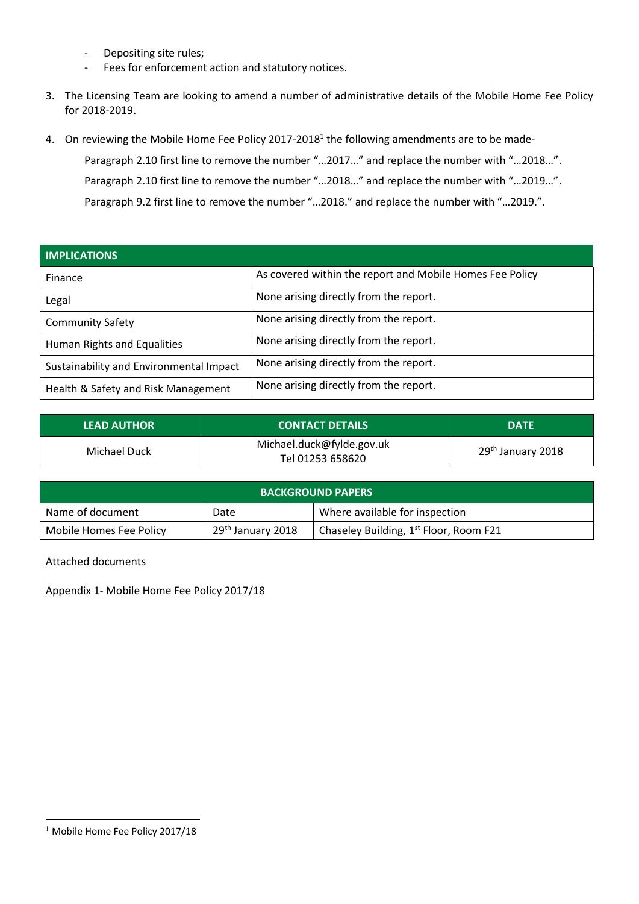- Depositing site rules;
- Fees for enforcement action and statutory notices.

3. The Licensing Team are looking to amend a number of administrative details of the Mobile Home Fee Policy for 2018-2019.

4. On reviewing the Mobile Home Fee Policy 2017-2018[1] the following amendments are to be made-

   Paragraph 2.10 first line to remove the number "…2017…" and replace the number with "…2018…".

   Paragraph 2.10 first line to remove the number "…2018…" and replace the number with "…2019…".

   Paragraph 9.2 first line to remove the number "…2018." and replace the number with "…2019.".

| IMPLICATIONS | |
|---|---|
| Finance | As covered within the report and Mobile Homes Fee Policy |
| Legal | None arising directly from the report. |
| Community Safety | None arising directly from the report. |
| Human Rights and Equalities | None arising directly from the report. |
| Sustainability and Environmental Impact | None arising directly from the report. |
| Health & Safety and Risk Management | None arising directly from the report. |

| LEAD AUTHOR | CONTACT DETAILS | DATE |
|---|---|---|
| Michael Duck | Michael.duck@fylde.gov.uk Tel 01253 658620 | 29th January 2018 |

| BACKGROUND PAPERS | | |
|---|---|---|
| Name of document | Date | Where available for inspection |
| Mobile Homes Fee Policy | 29th January 2018 | Chaseley Building, 1st Floor, Room F21 |

Attached documents

Appendix 1- Mobile Home Fee Policy 2017/18

[1] Mobile Home Fee Policy 2017/18